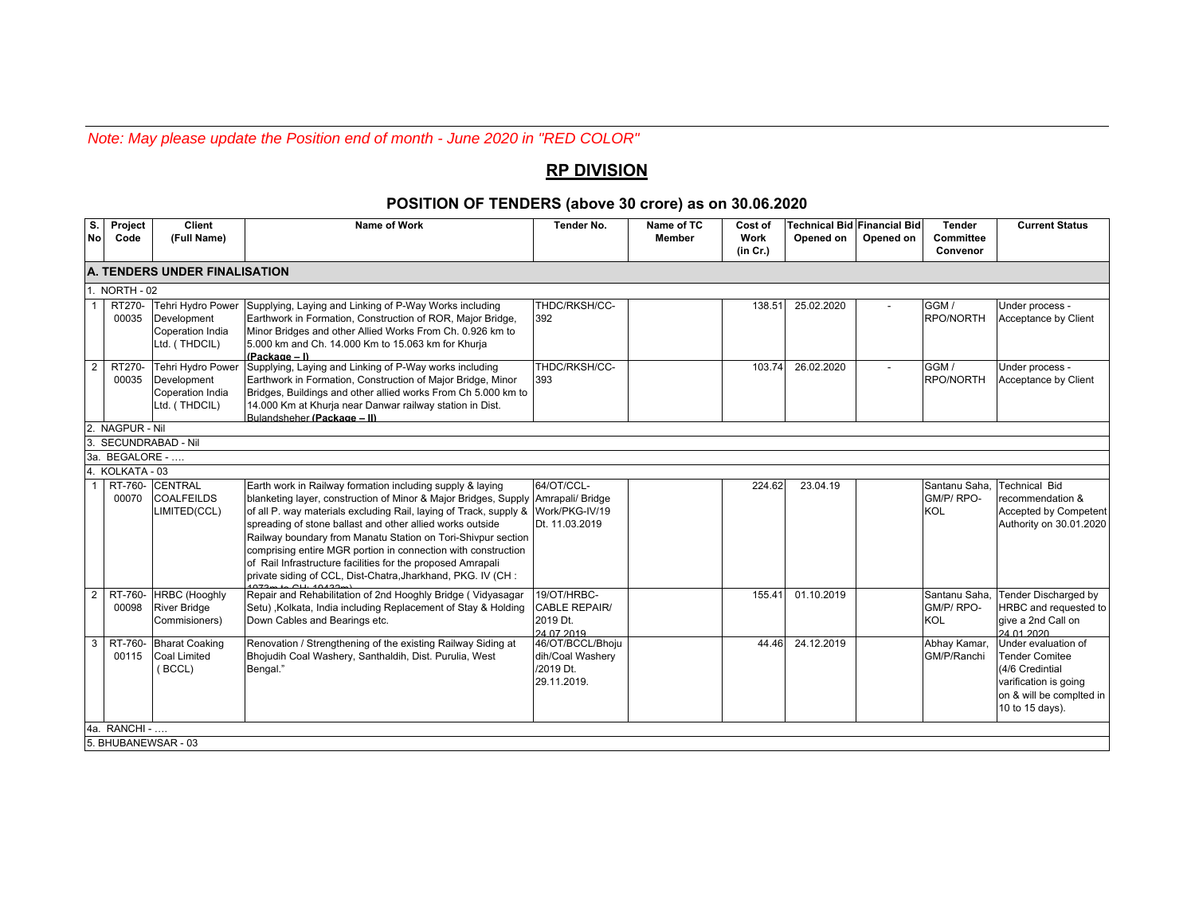*Note: May please update the Position end of month - June 2020 in "RED COLOR"*

## RP DIVISION

### POSITION OF TENDERS (above 30 crore) as on 30.06.2020

| S. No | Project Code | Client (Full Name) | Name of Work | Tender No. | Name of TC Member | Cost of Work (in Cr.) | Technical Bid Opened on | Financial Bid Opened on | Tender Committee Convenor | Current Status |
|---|---|---|---|---|---|---|---|---|---|---|
| **A. TENDERS UNDER FINALISATION** | | | | | | | | | | |
| 1. NORTH - 02 | | | | | | | | | | |
| 1 | RT270-00035 | Tehri Hydro Power Development Coperation India Ltd. ( THDCIL) | Supplying, Laying and Linking of P-Way Works including Earthwork in Formation, Construction of ROR, Major Bridge, Minor Bridges and other Allied Works From Ch. 0.926 km to 5.000 km and Ch. 14.000 Km to 15.063 km for Khurja **(Package – I)** | THDC/RKSH/CC-392 | | 138.51 | 25.02.2020 | - | GGM / RPO/NORTH | Under process - Acceptance by Client |
| 2 | RT270-00035 | Tehri Hydro Power Development Coperation India Ltd. ( THDCIL) | Supplying, Laying and Linking of P-Way works including Earthwork in Formation, Construction of Major Bridge, Minor Bridges, Buildings and other allied works From Ch 5.000 km to 14.000 Km at Khurja near Danwar railway station in Dist. Bulandsheher **(Package – II)** | THDC/RKSH/CC-393 | | 103.74 | 26.02.2020 | - | GGM / RPO/NORTH | Under process - Acceptance by Client |
| 2. NAGPUR - Nil | | | | | | | | | | |
| 3. SECUNDRABAD - Nil | | | | | | | | | | |
| 3a. BEGALORE - …. | | | | | | | | | | |
| 4. KOLKATA - 03 | | | | | | | | | | |
| 1 | RT-760-00070 | CENTRAL COALFEILDS LIMITED(CCL) | Earth work in Railway formation including supply & laying blanketing layer, construction of Minor & Major Bridges, Supply of all P. way materials excluding Rail, laying of Track, supply & spreading of stone ballast and other allied works outside Railway boundary from Manatu Station on Tori-Shivpur section comprising entire MGR portion in connection with construction of Rail Infrastructure facilities for the proposed Amrapali private siding of CCL, Dist-Chatra,Jharkhand, PKG. IV (CH : 1073m to CH: 10432m) | 64/OT/CCL-Amrapali/ Bridge Work/PKG-IV/19 Dt. 11.03.2019 | | 224.62 | 23.04.19 | | Santanu Saha, GM/P/ RPO-KOL | Technical Bid recommendation & Accepted by Competent Authority on 30.01.2020 |
| 2 | RT-760-00098 | HRBC (Hooghly River Bridge Commisioners) | Repair and Rehabilitation of 2nd Hooghly Bridge ( Vidyasagar Setu) ,Kolkata, India including Replacement of Stay & Holding Down Cables and Bearings etc. | 19/OT/HRBC-CABLE REPAIR/ 2019 Dt. 24.07.2019 | | 155.41 | 01.10.2019 | | Santanu Saha, GM/P/ RPO-KOL | Tender Discharged by HRBC and requested to give a 2nd Call on 24.01.2020 |
| 3 | RT-760-00115 | Bharat Coaking Coal Limited ( BCCL) | Renovation / Strengthening of the existing Railway Siding at Bhojudih Coal Washery, Santhaldih, Dist. Purulia, West Bengal." | 46/OT/BCCL/Bhojudih/Coal Washery /2019 Dt. 29.11.2019. | | 44.46 | 24.12.2019 | | Abhay Kamar, GM/P/Ranchi | Under evaluation of Tender Comitee (4/6 Credintial varification is going on & will be complted in 10 to 15 days). |
| 4a. RANCHI - …. | | | | | | | | | | |
| 5. BHUBANEWSAR - 03 | | | | | | | | | | |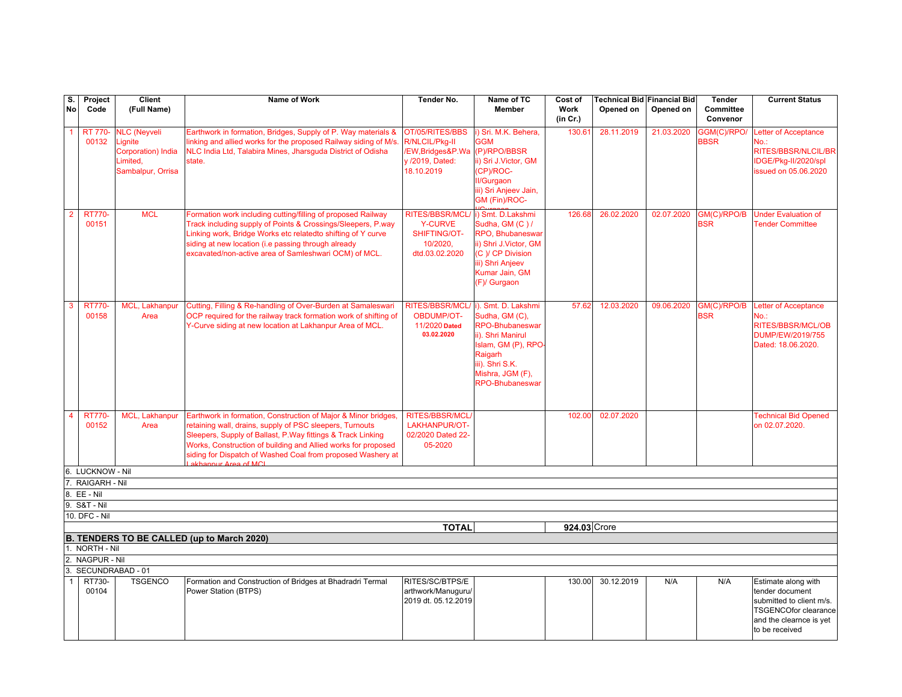| S. No | Project Code | Client (Full Name) | Name of Work | Tender No. | Name of TC Member | Cost of Work (in Cr.) | Technical Bid Opened on | Financial Bid Opened on | Tender Committee Convenor | Current Status |
|---|---|---|---|---|---|---|---|---|---|---|
| 1 | RT 770-00132 | NLC (Neyveli Lignite Corporation) India Limited, Sambalpur, Orrisa | Earthwork in formation, Bridges, Supply of P. Way materials & linking and allied works for the proposed Railway siding of M/s. NLC India Ltd, Talabira Mines, Jharsguda District of Odisha state. | OT/05/RITES/BBSR/NLCIL/Pkg-II/EW,Bridges&P.Way /2019, Dated: 18.10.2019 | i) Sri. M.K. Behera, GGM (P)/RPO/BBSR ii) Sri J.Victor, GM (CP)/ROC-II/Gurgaon iii) Sri Anjeev Jain, GM (Fin)/ROC-II/Gurgaon | 130.61 | 28.11.2019 | 21.03.2020 | GGM(C)/RPO/BBSR | Letter of Acceptance No.: RITES/BBSR/NLCIL/BRIDGE/Pkg-II/2020/spl issued on 05.06.2020 |
| 2 | RT770-00151 | MCL | Formation work including cutting/filling of proposed Railway Track including supply of Points & Crossings/Sleepers, P.way Linking work, Bridge Works etc relatedto shifting of Y curve siding at new location (i.e passing through already excavated/non-active area of Samleshwari OCM) of MCL. | RITES/BBSR/MCL/Y-CURVE SHIFTING/OT-10/2020, dtd.03.02.2020 | i) Smt. D.Lakshmi Sudha, GM (C ) / RPO, Bhubaneswar ii) Shri J.Victor, GM (C )/ CP Division iii) Shri Anjeev Kumar Jain, GM (F)/ Gurgaon | 126.68 | 26.02.2020 | 02.07.2020 | GM(C)/RPO/BBSR | Under Evaluation of Tender Committee |
| 3 | RT770-00158 | MCL, Lakhanpur Area | Cutting, Filling & Re-handling of Over-Burden at Samaleswari OCP required for the railway track formation work of shifting of Y-Curve siding at new location at Lakhanpur Area of MCL. | RITES/BBSR/MCL/OBDUMP/OT-11/2020 **Dated 03.02.2020** | i). Smt. D. Lakshmi Sudha, GM (C), RPO-Bhubaneswar ii). Shri Manirul Islam, GM (P), RPO-Raigarh iii). Shri S.K. Mishra, JGM (F), RPO-Bhubaneswar | 57.62 | 12.03.2020 | 09.06.2020 | GM(C)/RPO/BBSR | Letter of Acceptance No.: RITES/BBSR/MCL/OBDUMP/EW/2019/755 Dated: 18.06.2020. |
| 4 | RT770-00152 | MCL, Lakhanpur Area | Earthwork in formation, Construction of Major & Minor bridges, retaining wall, drains, supply of PSC sleepers, Turnouts Sleepers, Supply of Ballast, P.Way fittings & Track Linking Works, Construction of building and Allied works for proposed siding for Dispatch of Washed Coal from proposed Washery at Lakhanpur Area of MCL | RITES/BBSR/MCL/LAKHANPUR/OT-02/2020 Dated 22-05-2020 | | 102.00 | 02.07.2020 | | | Technical Bid Opened on 02.07.2020. |
| 6. LUCKNOW - Nil | | | | | | | | | | |
| 7. RAIGARH - Nil | | | | | | | | | | |
| 8. EE - Nil | | | | | | | | | | |
| 9. S&T - Nil | | | | | | | | | | |
| 10. DFC - Nil | | | | | | | | | | |
| | | | | **TOTAL** | | **924.03** | Crore | | | |

**B. TENDERS TO BE CALLED (up to March 2020)**

| S. No | Project Code | Client (Full Name) | Name of Work | Tender No. | Name of TC Member | Cost of Work (in Cr.) | Technical Bid Opened on | Financial Bid Opened on | Tender Committee Convenor | Current Status |
|---|---|---|---|---|---|---|---|---|---|---|
| 1. NORTH - Nil | | | | | | | | | | |
| 2. NAGPUR - Nil | | | | | | | | | | |
| 3. SECUNDRABAD - 01 | | | | | | | | | | |
| 1 | RT730-00104 | TSGENCO | Formation and Construction of Bridges at Bhadradri Termal Power Station (BTPS) | RITES/SC/BTPS/Earthwork/Manuguru/2019 dt. 05.12.2019 | | 130.00 | 30.12.2019 | N/A | N/A | Estimate along with tender document submitted to client m/s. TSGENCOfor clearance and the clearnce is yet to be received |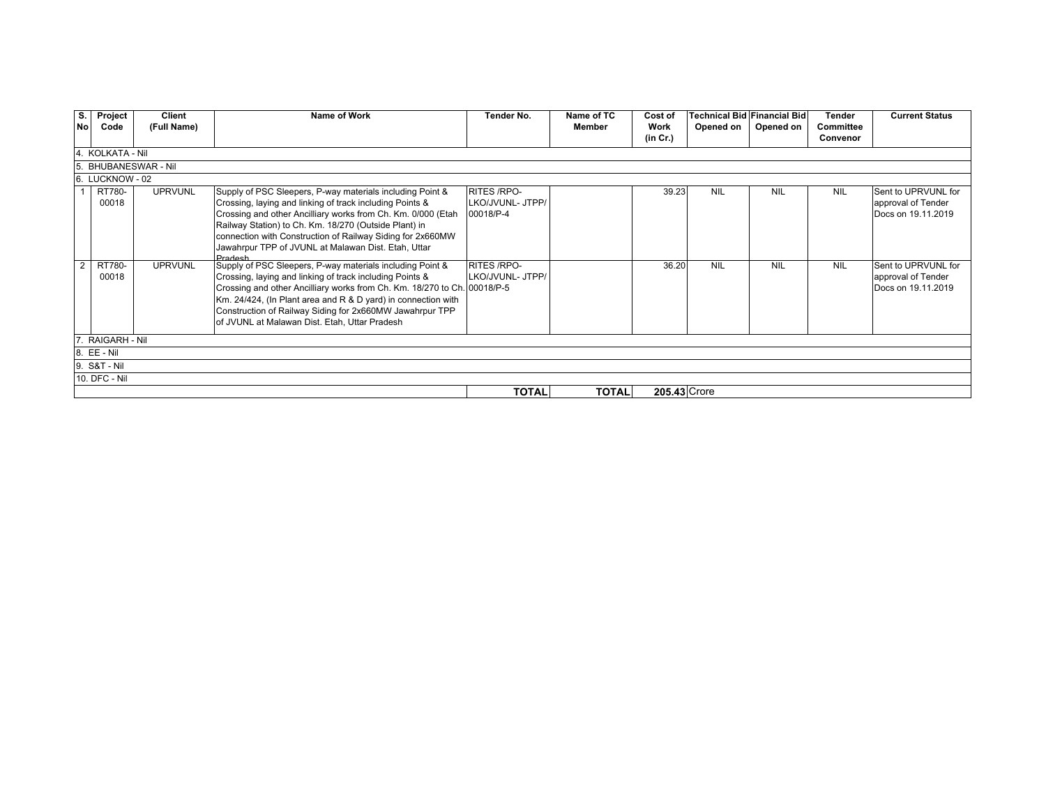| S. No | Project Code | Client (Full Name) | Name of Work | Tender No. | Name of TC Member | Cost of Work (in Cr.) | Technical Bid Opened on | Financial Bid Opened on | Tender Committee Convenor | Current Status |
|---|---|---|---|---|---|---|---|---|---|---|
| 4. KOLKATA - Nil | | | | | | | | | | |
| 5. BHUBANESWAR - Nil | | | | | | | | | | |
| 6. LUCKNOW - 02 | | | | | | | | | | |
| 1 | RT780-00018 | UPRVUNL | Supply of PSC Sleepers, P-way materials including Point & Crossing, laying and linking of track including Points & Crossing and other Ancilliary works from Ch. Km. 0/000 (Etah Railway Station) to Ch. Km. 18/270 (Outside Plant) in connection with Construction of Railway Siding for 2x660MW Jawahrpur TPP of JVUNL at Malawan Dist. Etah, Uttar Pradesh | RITES /RPO-LKO/JVUNL- JTPP/ 00018/P-4 | | 39.23 | NIL | NIL | NIL | Sent to UPRVUNL for approval of Tender Docs on 19.11.2019 |
| 2 | RT780-00018 | UPRVUNL | Supply of PSC Sleepers, P-way materials including Point & Crossing, laying and linking of track including Points & Crossing and other Ancilliary works from Ch. Km. 18/270 to Ch. Km. 24/424, (In Plant area and R & D yard) in connection with Construction of Railway Siding for 2x660MW Jawahrpur TPP of JVUNL at Malawan Dist. Etah, Uttar Pradesh | RITES /RPO-LKO/JVUNL- JTPP/ 00018/P-5 | | 36.20 | NIL | NIL | NIL | Sent to UPRVUNL for approval of Tender Docs on 19.11.2019 |
| 7. RAIGARH - Nil | | | | | | | | | | |
| 8. EE - Nil | | | | | | | | | | |
| 9. S&T - Nil | | | | | | | | | | |
| 10. DFC - Nil | | | | | | | | | | |
| | | | | **TOTAL** | **TOTAL** | **205.43** | Crore | | | |